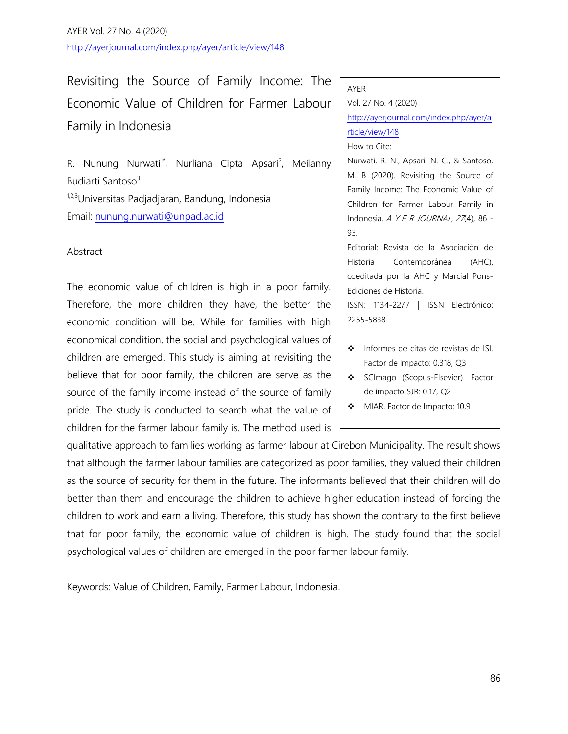# Revisiting the Source of Family Income: The Economic Value of Children for Farmer Labour Family in Indonesia

R. Nunung Nurwati[1*], Nurliana Cipta Apsari[2], Meilanny Budiarti Santoso[3]

[1,2,3]Universitas Padjadjaran, Bandung, Indonesia

Email: nunung.nurwati@unpad.ac.id

AYER
Vol. 27 No. 4 (2020)
http://ayerjournal.com/index.php/ayer/article/view/148
How to Cite:
Nurwati, R. N., Apsari, N. C., & Santoso, M. B (2020). Revisiting the Source of Family Income: The Economic Value of Children for Farmer Labour Family in Indonesia. *A Y E R JOURNAL*, *27*(4), 86 - 93.
Editorial: Revista de la Asociación de Historia Contemporánea (AHC), coeditada por la AHC y Marcial Pons-Ediciones de Historia.
ISSN: 1134-2277 | ISSN Electrónico: 2255-5838

- Informes de citas de revistas de ISI. Factor de Impacto: 0.318, Q3
- SCImago (Scopus-Elsevier). Factor de impacto SJR: 0.17, Q2
- MIAR. Factor de Impacto: 10,9

## Abstract

The economic value of children is high in a poor family. Therefore, the more children they have, the better the economic condition will be. While for families with high economical condition, the social and psychological values of children are emerged. This study is aiming at revisiting the believe that for poor family, the children are serve as the source of the family income instead of the source of family pride. The study is conducted to search what the value of children for the farmer labour family is. The method used is qualitative approach to families working as farmer labour at Cirebon Municipality. The result shows that although the farmer labour families are categorized as poor families, they valued their children as the source of security for them in the future. The informants believed that their children will do better than them and encourage the children to achieve higher education instead of forcing the children to work and earn a living. Therefore, this study has shown the contrary to the first believe that for poor family, the economic value of children is high. The study found that the social psychological values of children are emerged in the poor farmer labour family.

Keywords: Value of Children, Family, Farmer Labour, Indonesia.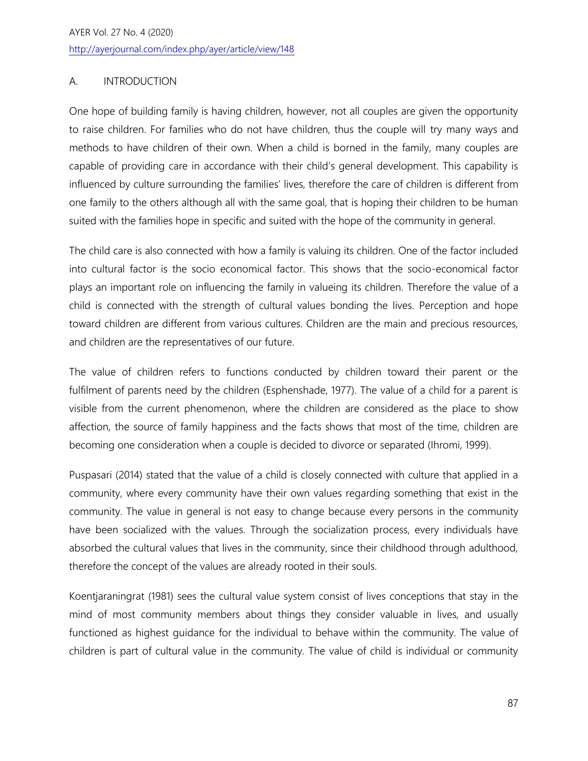## A. INTRODUCTION

One hope of building family is having children, however, not all couples are given the opportunity to raise children. For families who do not have children, thus the couple will try many ways and methods to have children of their own. When a child is borned in the family, many couples are capable of providing care in accordance with their child's general development. This capability is influenced by culture surrounding the families' lives, therefore the care of children is different from one family to the others although all with the same goal, that is hoping their children to be human suited with the families hope in specific and suited with the hope of the community in general.

The child care is also connected with how a family is valuing its children. One of the factor included into cultural factor is the socio economical factor. This shows that the socio-economical factor plays an important role on influencing the family in valueing its children. Therefore the value of a child is connected with the strength of cultural values bonding the lives. Perception and hope toward children are different from various cultures. Children are the main and precious resources, and children are the representatives of our future.

The value of children refers to functions conducted by children toward their parent or the fulfilment of parents need by the children (Esphenshade, 1977). The value of a child for a parent is visible from the current phenomenon, where the children are considered as the place to show affection, the source of family happiness and the facts shows that most of the time, children are becoming one consideration when a couple is decided to divorce or separated (Ihromi, 1999).

Puspasari (2014) stated that the value of a child is closely connected with culture that applied in a community, where every community have their own values regarding something that exist in the community. The value in general is not easy to change because every persons in the community have been socialized with the values. Through the socialization process, every individuals have absorbed the cultural values that lives in the community, since their childhood through adulthood, therefore the concept of the values are already rooted in their souls.

Koentjaraningrat (1981) sees the cultural value system consist of lives conceptions that stay in the mind of most community members about things they consider valuable in lives, and usually functioned as highest guidance for the individual to behave within the community. The value of children is part of cultural value in the community. The value of child is individual or community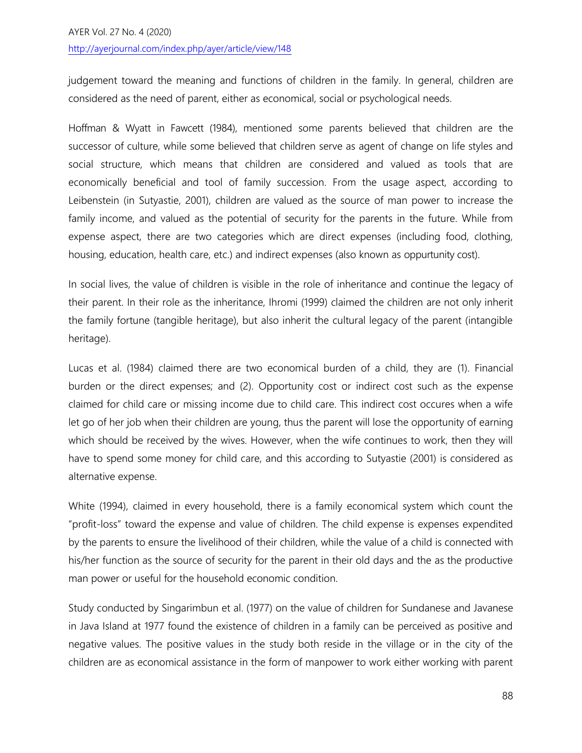judgement toward the meaning and functions of children in the family. In general, children are considered as the need of parent, either as economical, social or psychological needs.

Hoffman & Wyatt in Fawcett (1984), mentioned some parents believed that children are the successor of culture, while some believed that children serve as agent of change on life styles and social structure, which means that children are considered and valued as tools that are economically beneficial and tool of family succession. From the usage aspect, according to Leibenstein (in Sutyastie, 2001), children are valued as the source of man power to increase the family income, and valued as the potential of security for the parents in the future. While from expense aspect, there are two categories which are direct expenses (including food, clothing, housing, education, health care, etc.) and indirect expenses (also known as oppurtunity cost).

In social lives, the value of children is visible in the role of inheritance and continue the legacy of their parent. In their role as the inheritance, Ihromi (1999) claimed the children are not only inherit the family fortune (tangible heritage), but also inherit the cultural legacy of the parent (intangible heritage).

Lucas et al. (1984) claimed there are two economical burden of a child, they are (1). Financial burden or the direct expenses; and (2). Opportunity cost or indirect cost such as the expense claimed for child care or missing income due to child care. This indirect cost occures when a wife let go of her job when their children are young, thus the parent will lose the opportunity of earning which should be received by the wives. However, when the wife continues to work, then they will have to spend some money for child care, and this according to Sutyastie (2001) is considered as alternative expense.

White (1994), claimed in every household, there is a family economical system which count the "profit-loss" toward the expense and value of children. The child expense is expenses expendited by the parents to ensure the livelihood of their children, while the value of a child is connected with his/her function as the source of security for the parent in their old days and the as the productive man power or useful for the household economic condition.

Study conducted by Singarimbun et al. (1977) on the value of children for Sundanese and Javanese in Java Island at 1977 found the existence of children in a family can be perceived as positive and negative values. The positive values in the study both reside in the village or in the city of the children are as economical assistance in the form of manpower to work either working with parent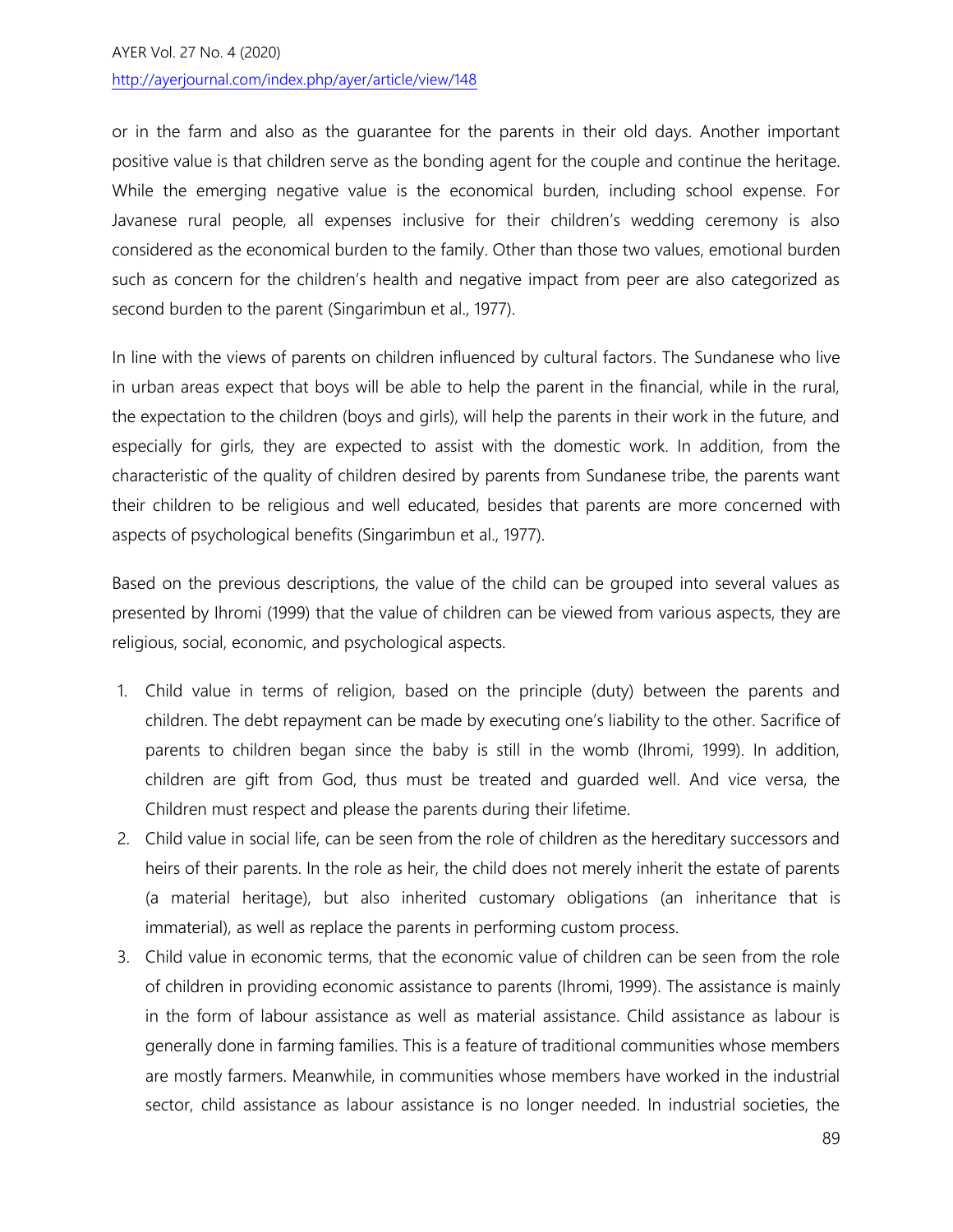or in the farm and also as the guarantee for the parents in their old days. Another important positive value is that children serve as the bonding agent for the couple and continue the heritage. While the emerging negative value is the economical burden, including school expense. For Javanese rural people, all expenses inclusive for their children's wedding ceremony is also considered as the economical burden to the family. Other than those two values, emotional burden such as concern for the children's health and negative impact from peer are also categorized as second burden to the parent (Singarimbun et al., 1977).

In line with the views of parents on children influenced by cultural factors. The Sundanese who live in urban areas expect that boys will be able to help the parent in the financial, while in the rural, the expectation to the children (boys and girls), will help the parents in their work in the future, and especially for girls, they are expected to assist with the domestic work. In addition, from the characteristic of the quality of children desired by parents from Sundanese tribe, the parents want their children to be religious and well educated, besides that parents are more concerned with aspects of psychological benefits (Singarimbun et al., 1977).

Based on the previous descriptions, the value of the child can be grouped into several values as presented by Ihromi (1999) that the value of children can be viewed from various aspects, they are religious, social, economic, and psychological aspects.

1. Child value in terms of religion, based on the principle (duty) between the parents and children. The debt repayment can be made by executing one's liability to the other. Sacrifice of parents to children began since the baby is still in the womb (Ihromi, 1999). In addition, children are gift from God, thus must be treated and guarded well. And vice versa, the Children must respect and please the parents during their lifetime.
2. Child value in social life, can be seen from the role of children as the hereditary successors and heirs of their parents. In the role as heir, the child does not merely inherit the estate of parents (a material heritage), but also inherited customary obligations (an inheritance that is immaterial), as well as replace the parents in performing custom process.
3. Child value in economic terms, that the economic value of children can be seen from the role of children in providing economic assistance to parents (Ihromi, 1999). The assistance is mainly in the form of labour assistance as well as material assistance. Child assistance as labour is generally done in farming families. This is a feature of traditional communities whose members are mostly farmers. Meanwhile, in communities whose members have worked in the industrial sector, child assistance as labour assistance is no longer needed. In industrial societies, the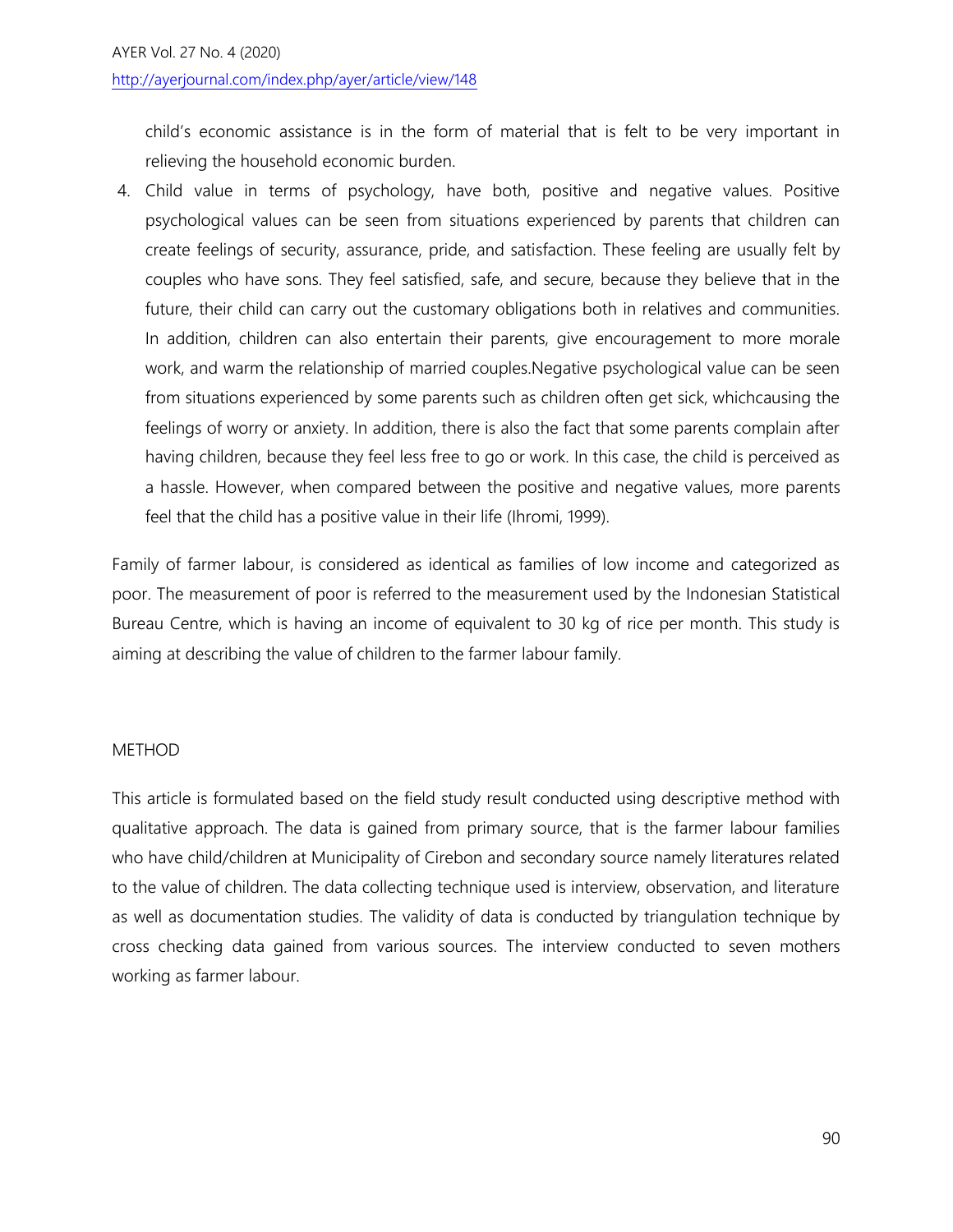child's economic assistance is in the form of material that is felt to be very important in relieving the household economic burden.

4. Child value in terms of psychology, have both, positive and negative values. Positive psychological values can be seen from situations experienced by parents that children can create feelings of security, assurance, pride, and satisfaction. These feeling are usually felt by couples who have sons. They feel satisfied, safe, and secure, because they believe that in the future, their child can carry out the customary obligations both in relatives and communities. In addition, children can also entertain their parents, give encouragement to more morale work, and warm the relationship of married couples.Negative psychological value can be seen from situations experienced by some parents such as children often get sick, whichcausing the feelings of worry or anxiety. In addition, there is also the fact that some parents complain after having children, because they feel less free to go or work. In this case, the child is perceived as a hassle. However, when compared between the positive and negative values, more parents feel that the child has a positive value in their life (Ihromi, 1999).

Family of farmer labour, is considered as identical as families of low income and categorized as poor. The measurement of poor is referred to the measurement used by the Indonesian Statistical Bureau Centre, which is having an income of equivalent to 30 kg of rice per month. This study is aiming at describing the value of children to the farmer labour family.

## METHOD

This article is formulated based on the field study result conducted using descriptive method with qualitative approach. The data is gained from primary source, that is the farmer labour families who have child/children at Municipality of Cirebon and secondary source namely literatures related to the value of children. The data collecting technique used is interview, observation, and literature as well as documentation studies. The validity of data is conducted by triangulation technique by cross checking data gained from various sources. The interview conducted to seven mothers working as farmer labour.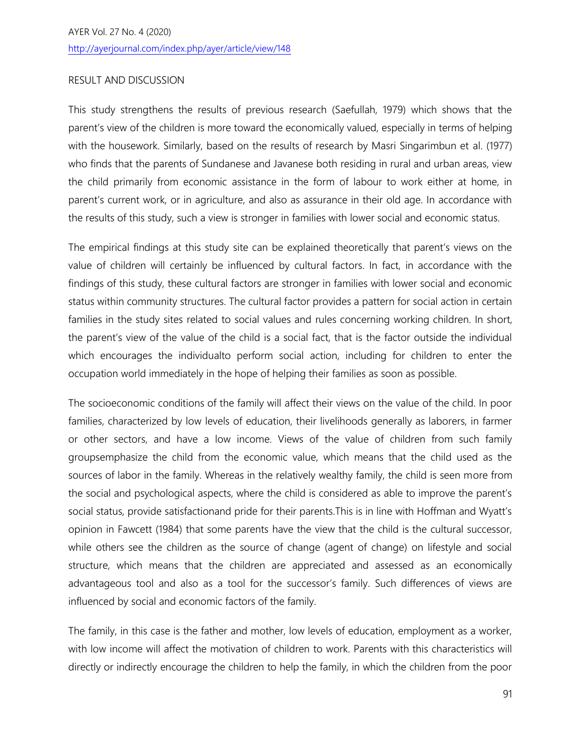## RESULT AND DISCUSSION

This study strengthens the results of previous research (Saefullah, 1979) which shows that the parent's view of the children is more toward the economically valued, especially in terms of helping with the housework. Similarly, based on the results of research by Masri Singarimbun et al. (1977) who finds that the parents of Sundanese and Javanese both residing in rural and urban areas, view the child primarily from economic assistance in the form of labour to work either at home, in parent's current work, or in agriculture, and also as assurance in their old age. In accordance with the results of this study, such a view is stronger in families with lower social and economic status.

The empirical findings at this study site can be explained theoretically that parent's views on the value of children will certainly be influenced by cultural factors. In fact, in accordance with the findings of this study, these cultural factors are stronger in families with lower social and economic status within community structures. The cultural factor provides a pattern for social action in certain families in the study sites related to social values and rules concerning working children. In short, the parent's view of the value of the child is a social fact, that is the factor outside the individual which encourages the individualto perform social action, including for children to enter the occupation world immediately in the hope of helping their families as soon as possible.

The socioeconomic conditions of the family will affect their views on the value of the child. In poor families, characterized by low levels of education, their livelihoods generally as laborers, in farmer or other sectors, and have a low income. Views of the value of children from such family groupsemphasize the child from the economic value, which means that the child used as the sources of labor in the family. Whereas in the relatively wealthy family, the child is seen more from the social and psychological aspects, where the child is considered as able to improve the parent's social status, provide satisfactionand pride for their parents.This is in line with Hoffman and Wyatt's opinion in Fawcett (1984) that some parents have the view that the child is the cultural successor, while others see the children as the source of change (agent of change) on lifestyle and social structure, which means that the children are appreciated and assessed as an economically advantageous tool and also as a tool for the successor's family. Such differences of views are influenced by social and economic factors of the family.

The family, in this case is the father and mother, low levels of education, employment as a worker, with low income will affect the motivation of children to work. Parents with this characteristics will directly or indirectly encourage the children to help the family, in which the children from the poor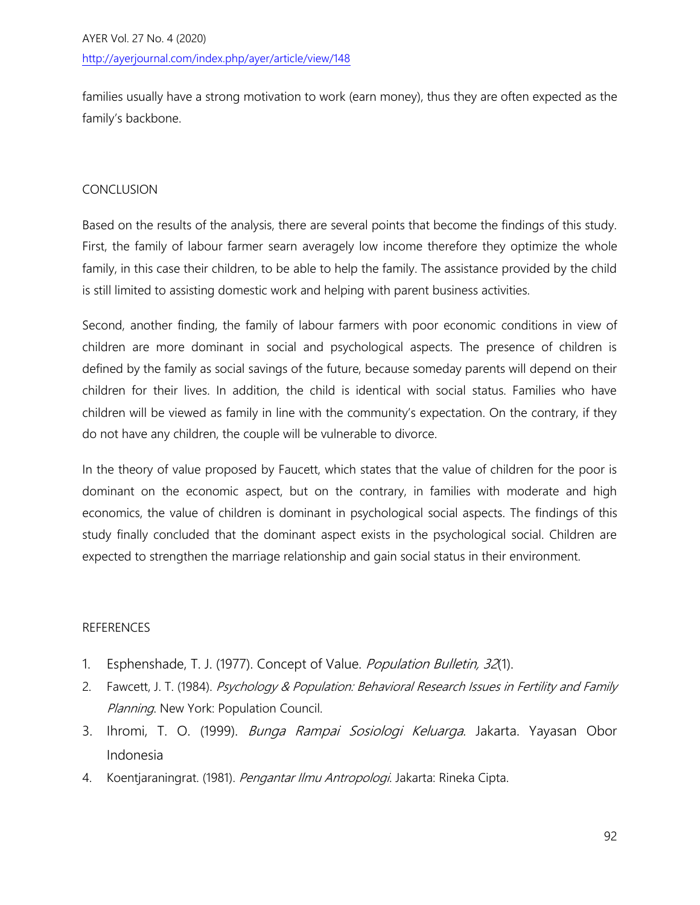families usually have a strong motivation to work (earn money), thus they are often expected as the family's backbone.

## CONCLUSION

Based on the results of the analysis, there are several points that become the findings of this study. First, the family of labour farmer searn averagely low income therefore they optimize the whole family, in this case their children, to be able to help the family. The assistance provided by the child is still limited to assisting domestic work and helping with parent business activities.

Second, another finding, the family of labour farmers with poor economic conditions in view of children are more dominant in social and psychological aspects. The presence of children is defined by the family as social savings of the future, because someday parents will depend on their children for their lives. In addition, the child is identical with social status. Families who have children will be viewed as family in line with the community's expectation. On the contrary, if they do not have any children, the couple will be vulnerable to divorce.

In the theory of value proposed by Faucett, which states that the value of children for the poor is dominant on the economic aspect, but on the contrary, in families with moderate and high economics, the value of children is dominant in psychological social aspects. The findings of this study finally concluded that the dominant aspect exists in the psychological social. Children are expected to strengthen the marriage relationship and gain social status in their environment.

## REFERENCES

1. Esphenshade, T. J. (1977). Concept of Value. *Population Bulletin, 32*(1).
2. Fawcett, J. T. (1984). *Psychology & Population: Behavioral Research Issues in Fertility and Family Planning*. New York: Population Council.
3. Ihromi, T. O. (1999). *Bunga Rampai Sosiologi Keluarga*. Jakarta. Yayasan Obor Indonesia
4. Koentjaraningrat. (1981). *Pengantar Ilmu Antropologi*. Jakarta: Rineka Cipta.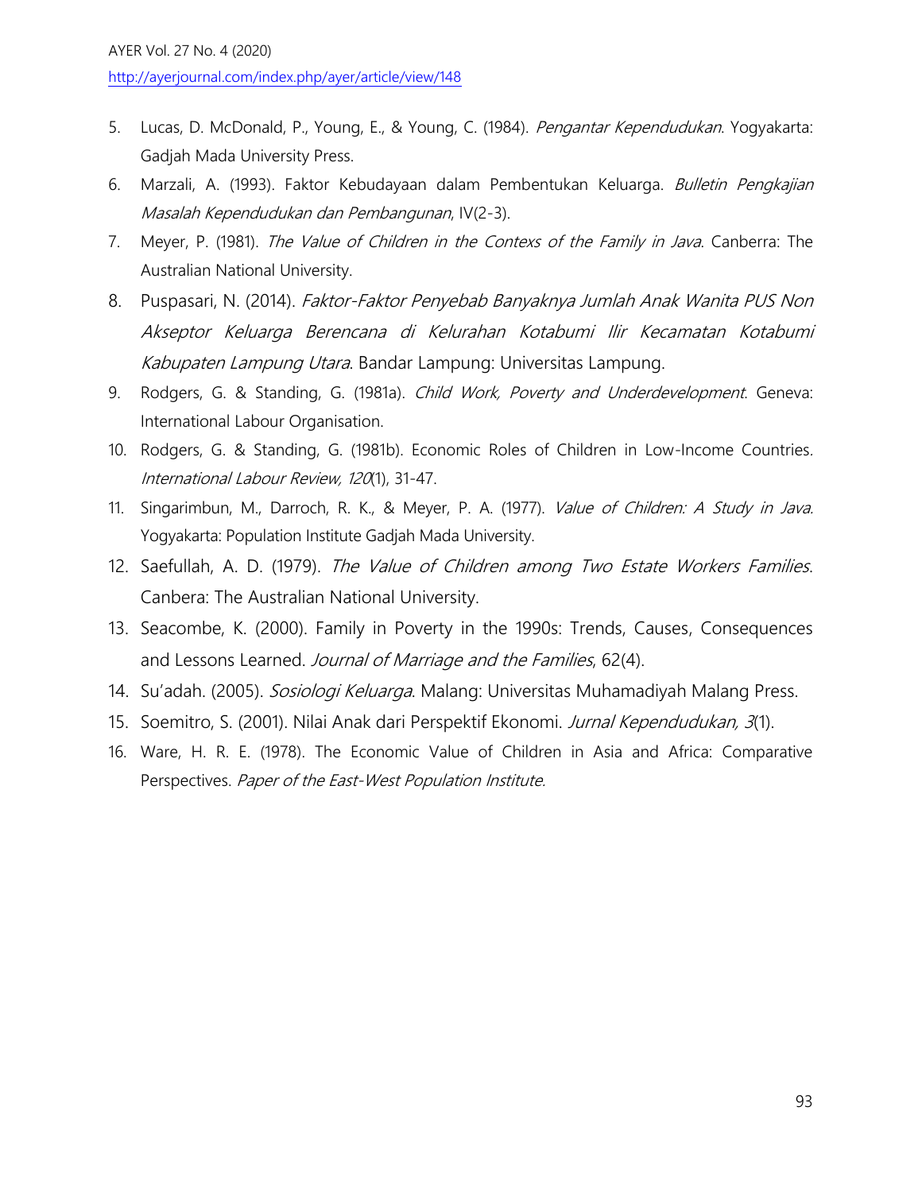5. Lucas, D. McDonald, P., Young, E., & Young, C. (1984). *Pengantar Kependudukan*. Yogyakarta: Gadjah Mada University Press.
6. Marzali, A. (1993). Faktor Kebudayaan dalam Pembentukan Keluarga. *Bulletin Pengkajian Masalah Kependudukan dan Pembangunan*, IV(2-3).
7. Meyer, P. (1981). *The Value of Children in the Contexs of the Family in Java*. Canberra: The Australian National University.
8. Puspasari, N. (2014). *Faktor-Faktor Penyebab Banyaknya Jumlah Anak Wanita PUS Non Akseptor Keluarga Berencana di Kelurahan Kotabumi Ilir Kecamatan Kotabumi Kabupaten Lampung Utara*. Bandar Lampung: Universitas Lampung.
9. Rodgers, G. & Standing, G. (1981a). *Child Work, Poverty and Underdevelopment*. Geneva: International Labour Organisation.
10. Rodgers, G. & Standing, G. (1981b). Economic Roles of Children in Low-Income Countries. *International Labour Review, 120*(1), 31-47.
11. Singarimbun, M., Darroch, R. K., & Meyer, P. A. (1977). *Value of Children: A Study in Java*. Yogyakarta: Population Institute Gadjah Mada University.
12. Saefullah, A. D. (1979). *The Value of Children among Two Estate Workers Families*. Canbera: The Australian National University.
13. Seacombe, K. (2000). Family in Poverty in the 1990s: Trends, Causes, Consequences and Lessons Learned. *Journal of Marriage and the Families*, 62(4).
14. Su'adah. (2005). *Sosiologi Keluarga*. Malang: Universitas Muhamadiyah Malang Press.
15. Soemitro, S. (2001). Nilai Anak dari Perspektif Ekonomi. *Jurnal Kependudukan, 3*(1).
16. Ware, H. R. E. (1978). The Economic Value of Children in Asia and Africa: Comparative Perspectives. *Paper of the East-West Population Institute.*